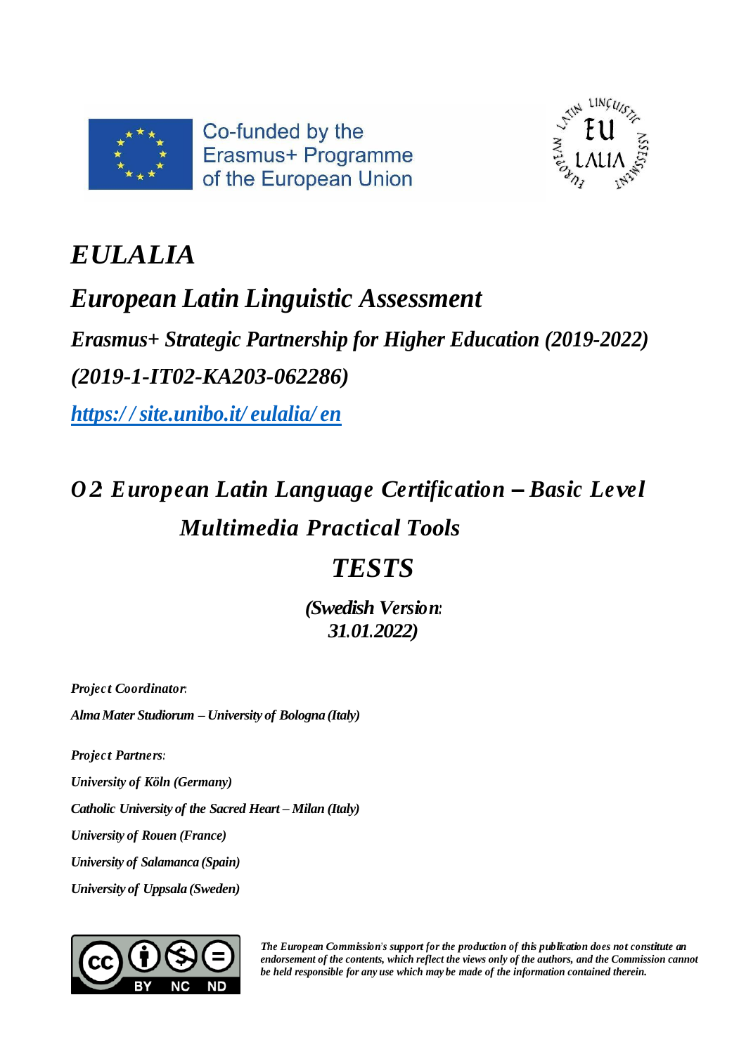Co-funded by the Erasmus+ Programme of the European Union

# *EULALIA*

## *European Latin Linguistic Assessment*

### *Erasmus+ Strategic Partnership for Higher Education (2019-2022)*

### *(2019-1-IT02-KA203-062286)*

*[https://site.unibo.it/eulalia/en](https://site.unibo.it/eulalia/en)*

## *O2 European Latin Language Certification – Basic Level*

## *Multimedia Practical Tools*

# *TESTS*

***(Swedish Version: 31.01.2022)***

***Project Coordinator:***

***Alma Mater Studiorum – University of Bologna (Italy)***

***Project Partners:***

***University of Köln (Germany)***

***Catholic University of the Sacred Heart – Milan (Italy)***

***University of Rouen (France)***

***University of Salamanca (Spain)***

***University of Uppsala (Sweden)***

CC BY NC ND

*The European Commission's support for the production of this publication does not constitute an endorsement of the contents, which reflect the views only of the authors, and the Commission cannot be held responsible for any use which may be made of the information contained therein.*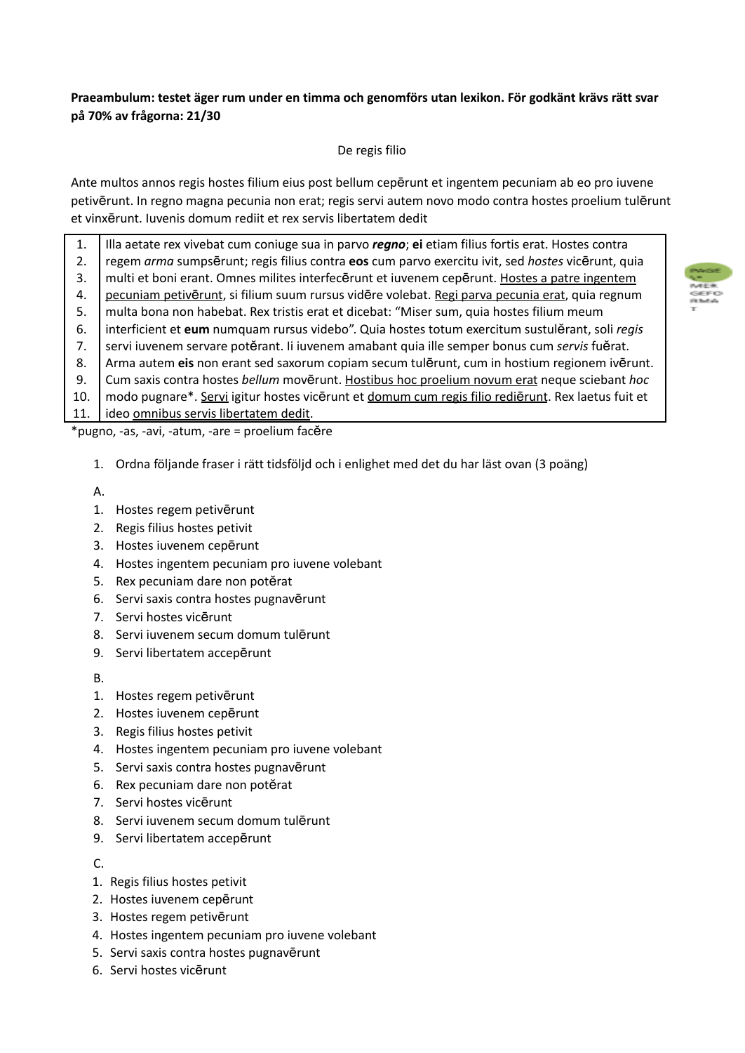**Praeambulum: testet äger rum under en timma och genomförs utan lexikon. För godkänt krävs rätt svar på 70% av frågorna: 21/30**

De regis filio

Ante multos annos regis hostes filium eius post bellum cepērunt et ingentem pecuniam ab eo pro iuvene petivērunt. In regno magna pecunia non erat; regis servi autem novo modo contra hostes proelium tulērunt et vinxērunt. Iuvenis domum rediit et rex servis libertatem dedit

| | |
|---|---|
| 1. | Illa aetate rex vivebat cum coniuge sua in parvo ***regno***; **ei** etiam filius fortis erat. Hostes contra |
| 2. | regem *arma* sumpsērunt; regis filius contra **eos** cum parvo exercitu ivit, sed *hostes* vicērunt, quia |
| 3. | multi et boni erant. Omnes milites interfecērunt et iuvenem cepērunt. <u>Hostes a patre ingentem</u> |
| 4. | <u>pecuniam petivērunt</u>, si filium suum rursus vidēre volebat. <u>Regi parva pecunia erat</u>, quia regnum |
| 5. | multa bona non habebat. Rex tristis erat et dicebat: "Miser sum, quia hostes filium meum |
| 6. | interficient et **eum** numquam rursus videbo". Quia hostes totum exercitum sustulĕrant, soli *regis* |
| 7. | servi iuvenem servare potĕrant. Ii iuvenem amabant quia ille semper bonus cum *servis* fuĕrat. |
| 8. | Arma autem **eis** non erant sed saxorum copiam secum tulērunt, cum in hostium regionem ivērunt. |
| 9. | Cum saxis contra hostes *bellum* movērunt. <u>Hostibus hoc proelium novum erat</u> neque sciebant *hoc* |
| 10. | modo pugnare*. <u>Servi</u> igitur hostes vicērunt et <u>domum cum regis filio rediērunt</u>. Rex laetus fuit et |
| 11. | ideo <u>omnibus servis libertatem dedit</u>. |

*pugno, -as, -avi, -atum, -are = proelium facĕre

1. Ordna följande fraser i rätt tidsföljd och i enlighet med det du har läst ovan (3 poäng)

A.
1. Hostes regem petivērunt
2. Regis filius hostes petivit
3. Hostes iuvenem cepērunt
4. Hostes ingentem pecuniam pro iuvene volebant
5. Rex pecuniam dare non potĕrat
6. Servi saxis contra hostes pugnavērunt
7. Servi hostes vicērunt
8. Servi iuvenem secum domum tulērunt
9. Servi libertatem accepērunt

B.
1. Hostes regem petivērunt
2. Hostes iuvenem cepērunt
3. Regis filius hostes petivit
4. Hostes ingentem pecuniam pro iuvene volebant
5. Servi saxis contra hostes pugnavērunt
6. Rex pecuniam dare non potĕrat
7. Servi hostes vicērunt
8. Servi iuvenem secum domum tulērunt
9. Servi libertatem accepērunt

C.
1. Regis filius hostes petivit
2. Hostes iuvenem cepērunt
3. Hostes regem petivērunt
4. Hostes ingentem pecuniam pro iuvene volebant
5. Servi saxis contra hostes pugnavērunt
6. Servi hostes vicērunt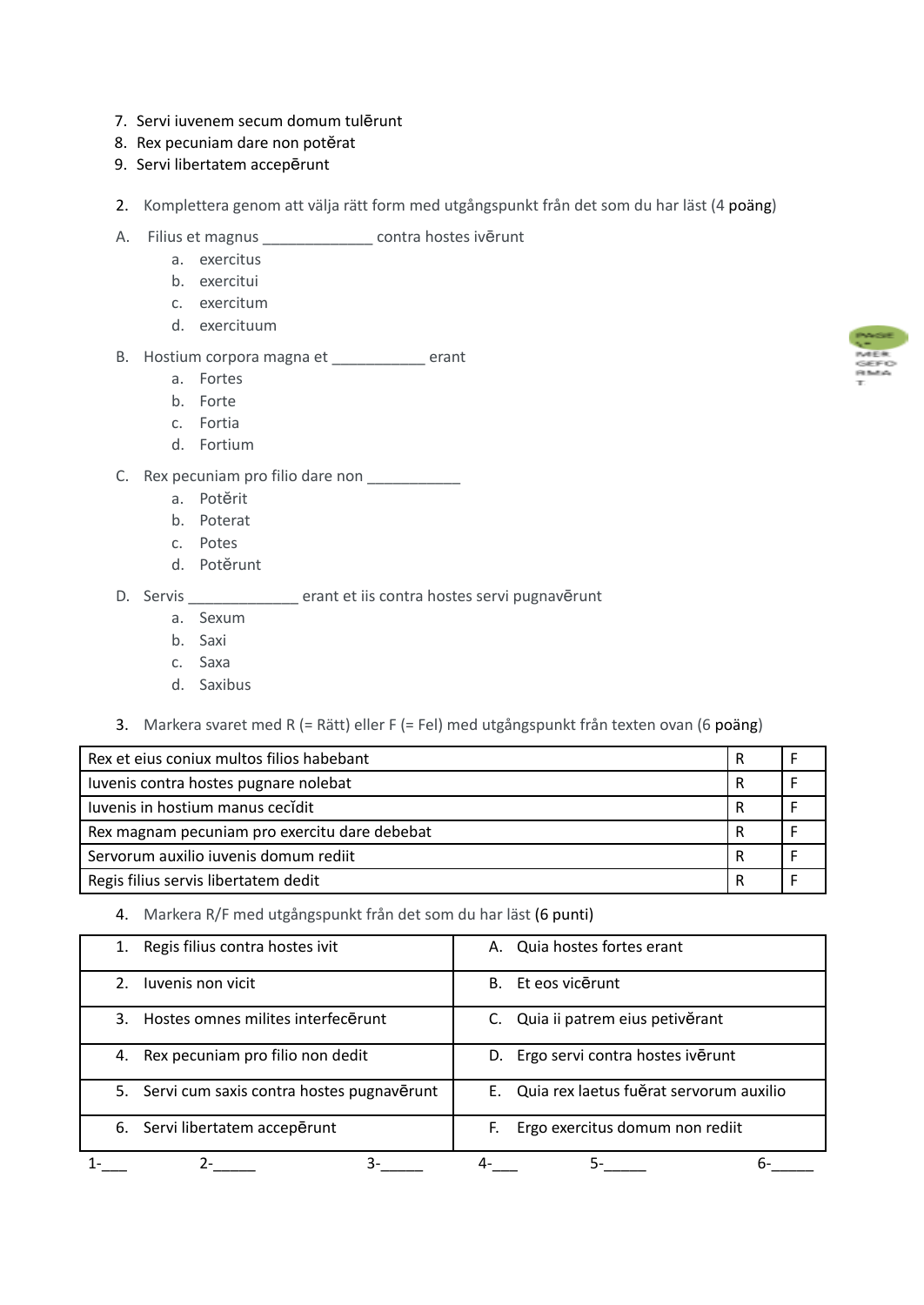7. Servi iuvenem secum domum tulērunt
8. Rex pecuniam dare non potĕrat
9. Servi libertatem accepērunt

2. Komplettera genom att välja rätt form med utgångspunkt från det som du har läst (4 poäng)

A. Filius et magnus ______________ contra hostes ivērunt
   a. exercitus
   b. exercitui
   c. exercitum
   d. exercituum

B. Hostium corpora magna et ____________ erant
   a. Fortes
   b. Forte
   c. Fortia
   d. Fortium

C. Rex pecuniam pro filio dare non ____________
   a. Potĕrit
   b. Poterat
   c. Potes
   d. Potĕrunt

D. Servis ______________ erant et iis contra hostes servi pugnavērunt
   a. Sexum
   b. Saxi
   c. Saxa
   d. Saxibus

3. Markera svaret med R (= Rätt) eller F (= Fel) med utgångspunkt från texten ovan (6 poäng)

| | | |
|---|---|---|
| Rex et eius coniux multos filios habebant | R | F |
| Iuvenis contra hostes pugnare nolebat | R | F |
| Iuvenis in hostium manus cecĭdit | R | F |
| Rex magnam pecuniam pro exercitu dare debebat | R | F |
| Servorum auxilio iuvenis domum rediit | R | F |
| Regis filius servis libertatem dedit | R | F |

4. Markera R/F med utgångspunkt från det som du har läst (6 punti)

| | |
|---|---|
| 1. Regis filius contra hostes ivit | A. Quia hostes fortes erant |
| 2. Iuvenis non vicit | B. Et eos vicērunt |
| 3. Hostes omnes milites interfecērunt | C. Quia ii patrem eius petivĕrant |
| 4. Rex pecuniam pro filio non dedit | D. Ergo servi contra hostes ivērunt |
| 5. Servi cum saxis contra hostes pugnavērunt | E. Quia rex laetus fuĕrat servorum auxilio |
| 6. Servi libertatem accepērunt | F. Ergo exercitus domum non rediit |

1-___ 2-_____ 3-_____ 4-___ 5-_____ 6-_____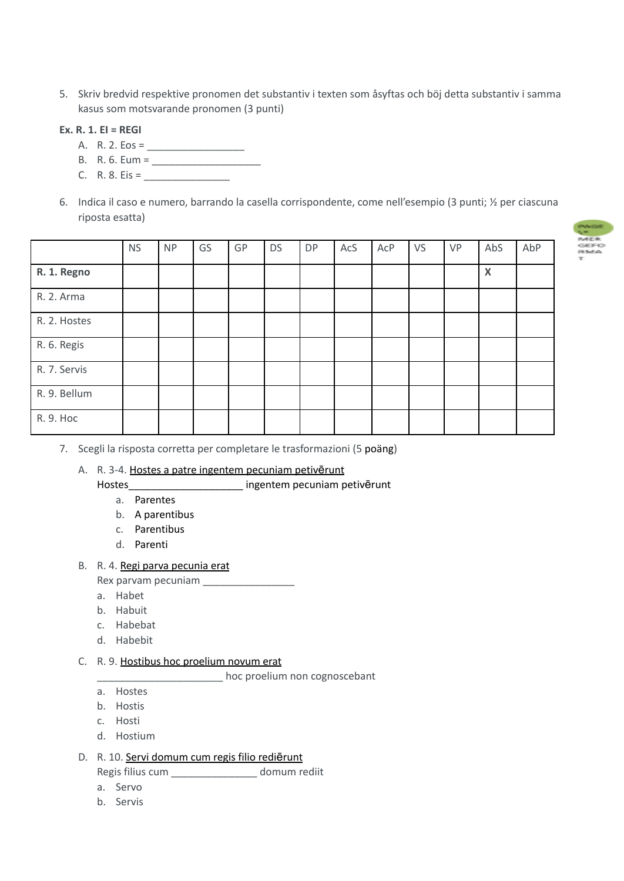5. Skriv bredvid respektive pronomen det substantiv i texten som åsyftas och böj detta substantiv i samma kasus som motsvarande pronomen (3 punti)

**Ex. R. 1. EI = REGI**

A. R. 2. Eos = __________________
B. R. 6. Eum = ____________________
C. R. 8. Eis = ________________

6. Indica il caso e numero, barrando la casella corrispondente, come nell'esempio (3 punti; ½ per ciascuna riposta esatta)

| | NS | NP | GS | GP | DS | DP | AcS | AcP | VS | VP | AbS | AbP |
|---|---|---|---|---|---|---|---|---|---|---|---|---|
| **R. 1. Regno** | | | | | | | | | | | **X** | |
| R. 2. Arma | | | | | | | | | | | | |
| R. 2. Hostes | | | | | | | | | | | | |
| R. 6. Regis | | | | | | | | | | | | |
| R. 7. Servis | | | | | | | | | | | | |
| R. 9. Bellum | | | | | | | | | | | | |
| R. 9. Hoc | | | | | | | | | | | | |

7. Scegli la risposta corretta per completare le trasformazioni (5 poäng)

A. R. 3-4. <u>Hostes a patre ingentem pecuniam petivērunt</u>
Hostes_____________________ ingentem pecuniam petivērunt
   a. Parentes
   b. A parentibus
   c. Parentibus
   d. Parenti

B. R. 4. <u>Regi parva pecunia erat</u>
Rex parvam pecuniam _________________
   a. Habet
   b. Habuit
   c. Habebat
   d. Habebit

C. R. 9. <u>Hostibus hoc proelium novum erat</u>
_______________________ hoc proelium non cognoscebant
   a. Hostes
   b. Hostis
   c. Hosti
   d. Hostium

D. R. 10. <u>Servi domum cum regis filio rediērunt</u>
Regis filius cum ________________ domum rediit
   a. Servo
   b. Servis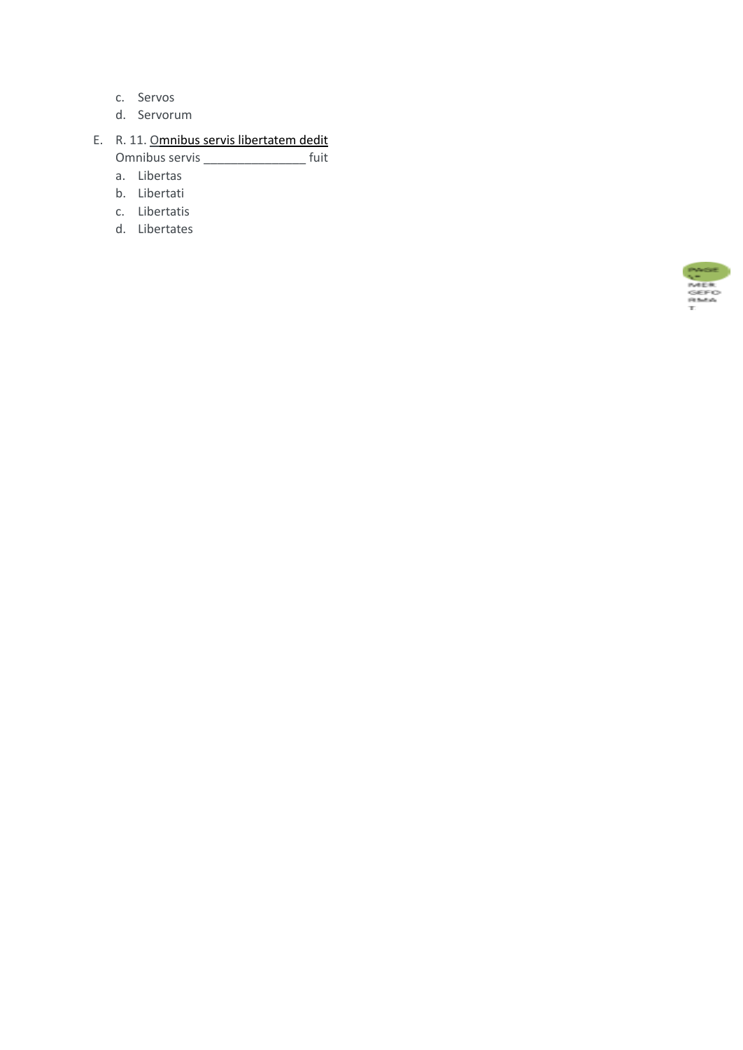c. Servos
d. Servorum

E. R. 11. <u>Omnibus servis libertatem dedit</u>
   Omnibus servis _______________ fuit
   a. Libertas
   b. Libertati
   c. Libertatis
   d. Libertates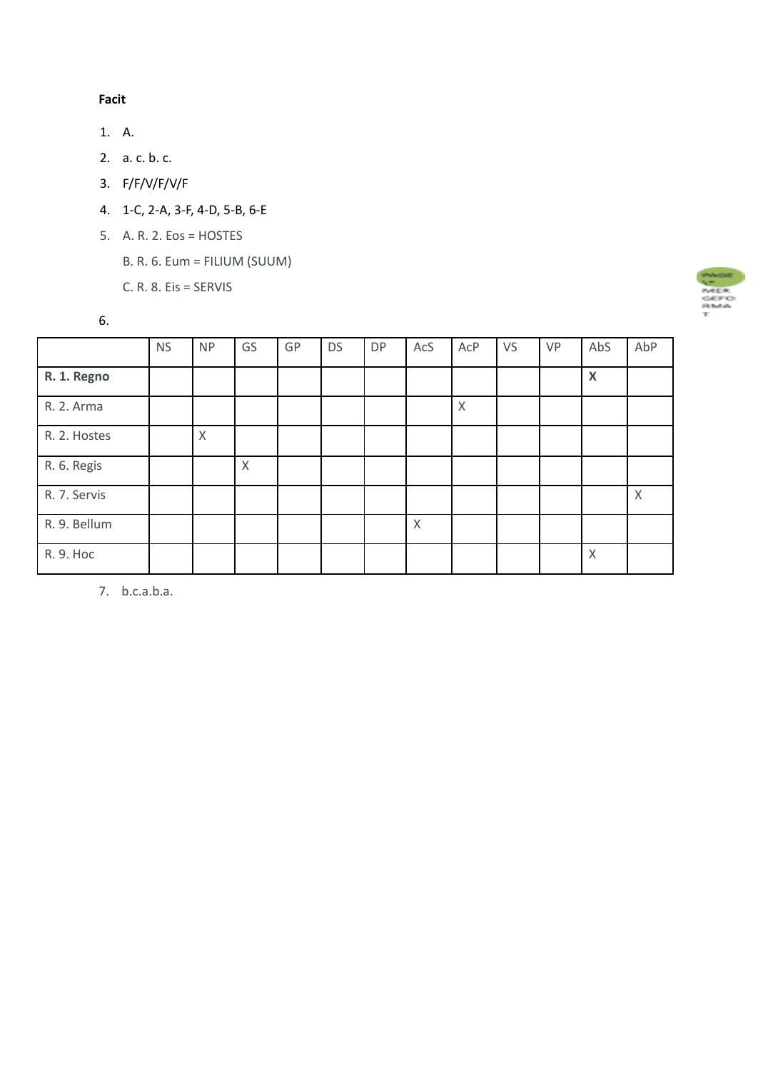**Facit**

1. A.
2. a. c. b. c.
3. F/F/V/F/V/F
4. 1-C, 2-A, 3-F, 4-D, 5-B, 6-E
5. A. R. 2. Eos = HOSTES

   B. R. 6. Eum = FILIUM (SUUM)

   C. R. 8. Eis = SERVIS

6.

| | NS | NP | GS | GP | DS | DP | AcS | AcP | VS | VP | AbS | AbP |
|---|---|---|---|---|---|---|---|---|---|---|---|---|
| **R. 1. Regno** | | | | | | | | | | | **X** | |
| R. 2. Arma | | | | | | | | X | | | | |
| R. 2. Hostes | | X | | | | | | | | | | |
| R. 6. Regis | | | X | | | | | | | | | |
| R. 7. Servis | | | | | | | | | | | | X |
| R. 9. Bellum | | | | | | | X | | | | | |
| R. 9. Hoc | | | | | | | | | | | X | |

7. b.c.a.b.a.